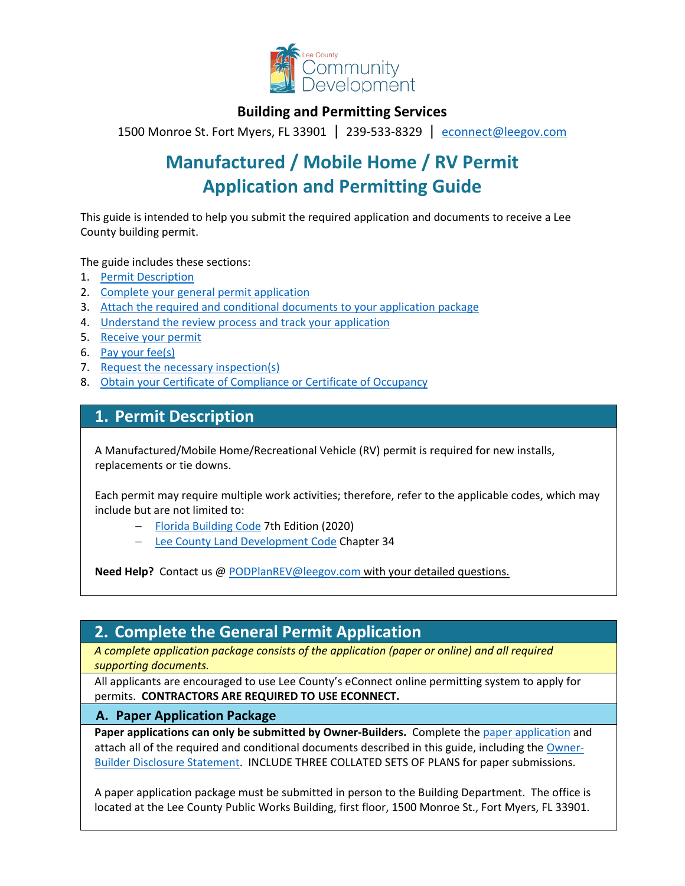Lee County Community Development

**Building and Permitting Services**

1500 Monroe St. Fort Myers, FL 33901 | 239-533-8329 | econnect@leegov.com

# Manufactured / Mobile Home / RV Permit Application and Permitting Guide

This guide is intended to help you submit the required application and documents to receive a Lee County building permit.

The guide includes these sections:

1. Permit Description
2. Complete your general permit application
3. Attach the required and conditional documents to your application package
4. Understand the review process and track your application
5. Receive your permit
6. Pay your fee(s)
7. Request the necessary inspection(s)
8. Obtain your Certificate of Compliance or Certificate of Occupancy

## 1. Permit Description

A Manufactured/Mobile Home/Recreational Vehicle (RV) permit is required for new installs, replacements or tie downs.

Each permit may require multiple work activities; therefore, refer to the applicable codes, which may include but are not limited to:

- Florida Building Code 7th Edition (2020)
- Lee County Land Development Code Chapter 34

**Need Help?** Contact us @ PODPlanREV@leegov.com with your detailed questions.

## 2. Complete the General Permit Application

*A complete application package consists of the application (paper or online) and all required supporting documents.*

All applicants are encouraged to use Lee County's eConnect online permitting system to apply for permits. **CONTRACTORS ARE REQUIRED TO USE ECONNECT.**

### A. Paper Application Package

**Paper applications can only be submitted by Owner-Builders.** Complete the paper application and attach all of the required and conditional documents described in this guide, including the Owner-Builder Disclosure Statement. INCLUDE THREE COLLATED SETS OF PLANS for paper submissions.

A paper application package must be submitted in person to the Building Department. The office is located at the Lee County Public Works Building, first floor, 1500 Monroe St., Fort Myers, FL 33901.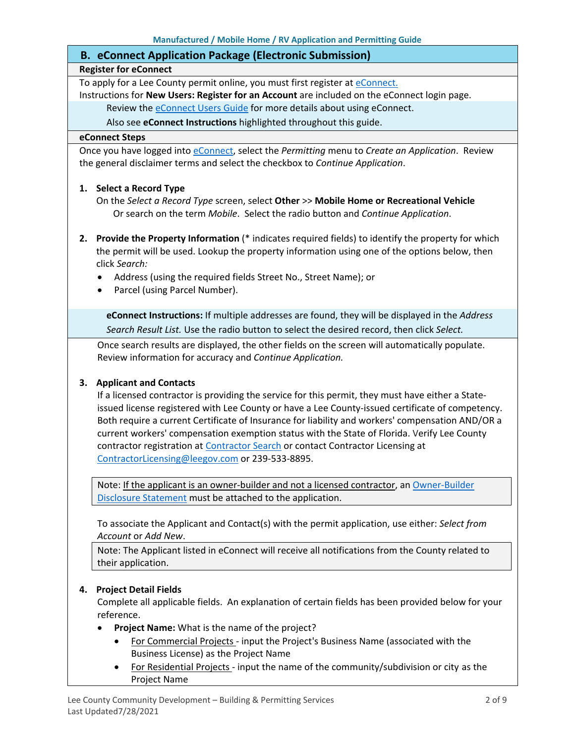## B. eConnect Application Package (Electronic Submission)

### Register for eConnect

To apply for a Lee County permit online, you must first register at [eConnect.](#)
Instructions for **New Users: Register for an Account** are included on the eConnect login page.

> Review the [eConnect Users Guide](#) for more details about using eConnect.
>
> Also see **eConnect Instructions** highlighted throughout this guide.

### eConnect Steps

Once you have logged into [eConnect](#), select the *Permitting* menu to *Create an Application*. Review the general disclaimer terms and select the checkbox to *Continue Application*.

1. **Select a Record Type**
   On the *Select a Record Type* screen, select **Other** >> **Mobile Home or Recreational Vehicle**
   Or search on the term *Mobile*. Select the radio button and *Continue Application*.

2. **Provide the Property Information** (* indicates required fields) to identify the property for which the permit will be used. Lookup the property information using one of the options below, then click *Search:*
   - Address (using the required fields Street No., Street Name); or
   - Parcel (using Parcel Number).

   > **eConnect Instructions:** If multiple addresses are found, they will be displayed in the *Address Search Result List.* Use the radio button to select the desired record, then click *Select.*

   Once search results are displayed, the other fields on the screen will automatically populate. Review information for accuracy and *Continue Application.*

3. **Applicant and Contacts**
   If a licensed contractor is providing the service for this permit, they must have either a State-issued license registered with Lee County or have a Lee County-issued certificate of competency. Both require a current Certificate of Insurance for liability and workers' compensation AND/OR a current workers' compensation exemption status with the State of Florida. Verify Lee County contractor registration at [Contractor Search](#) or contact Contractor Licensing at [ContractorLicensing@leegov.com](mailto:ContractorLicensing@leegov.com) or 239-533-8895.

   > Note: If the applicant is an owner-builder and not a licensed contractor, an [Owner-Builder Disclosure Statement](#) must be attached to the application.

   To associate the Applicant and Contact(s) with the permit application, use either: *Select from Account* or *Add New*.

   > Note: The Applicant listed in eConnect will receive all notifications from the County related to their application.

4. **Project Detail Fields**
   Complete all applicable fields. An explanation of certain fields has been provided below for your reference.
   - **Project Name:** What is the name of the project?
     - For Commercial Projects - input the Project's Business Name (associated with the Business License) as the Project Name
     - For Residential Projects - input the name of the community/subdivision or city as the Project Name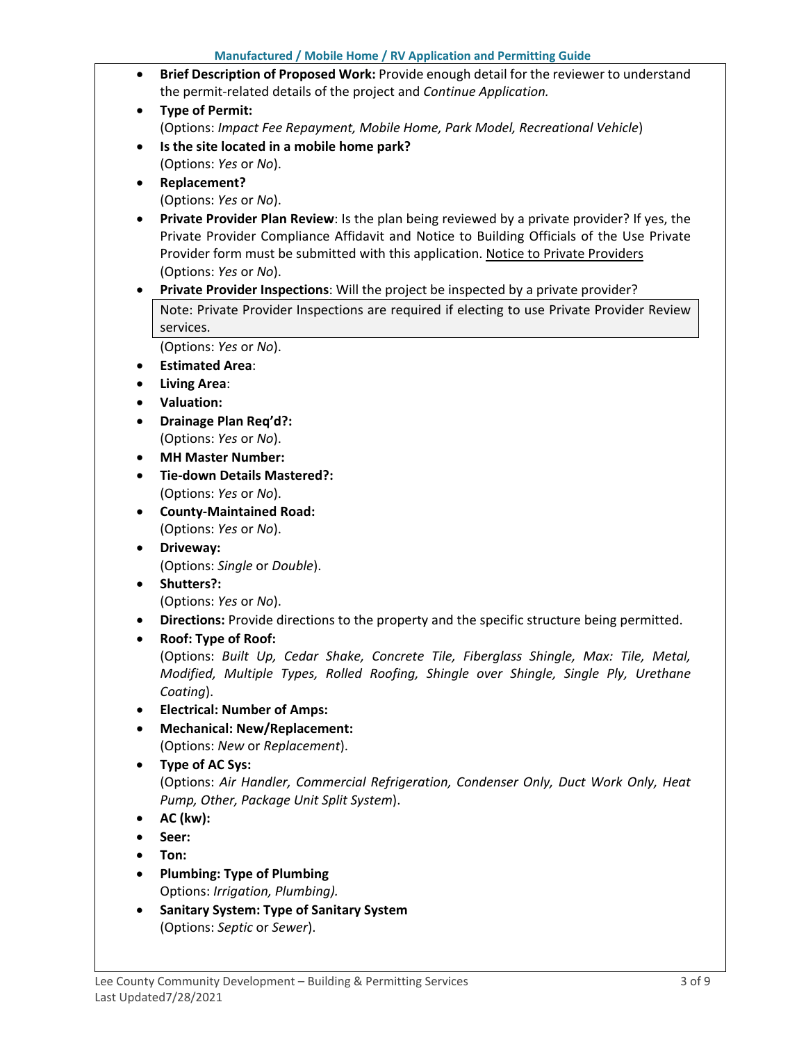- **Brief Description of Proposed Work:** Provide enough detail for the reviewer to understand the permit-related details of the project and *Continue Application.*
- **Type of Permit:**
  (Options: *Impact Fee Repayment, Mobile Home, Park Model, Recreational Vehicle*)
- **Is the site located in a mobile home park?**
  (Options: *Yes* or *No*).
- **Replacement?**
  (Options: *Yes* or *No*).
- **Private Provider Plan Review**: Is the plan being reviewed by a private provider? If yes, the Private Provider Compliance Affidavit and Notice to Building Officials of the Use Private Provider form must be submitted with this application. Notice to Private Providers
  (Options: *Yes* or *No*).
- **Private Provider Inspections**: Will the project be inspected by a private provider?

  > Note: Private Provider Inspections are required if electing to use Private Provider Review services.

  (Options: *Yes* or *No*).
- **Estimated Area**:
- **Living Area**:
- **Valuation:**
- **Drainage Plan Req'd?:**
  (Options: *Yes* or *No*).
- **MH Master Number:**
- **Tie-down Details Mastered?:**
  (Options: *Yes* or *No*).
- **County-Maintained Road:**
  (Options: *Yes* or *No*).
- **Driveway:**
  (Options: *Single* or *Double*).
- **Shutters?:**
  (Options: *Yes* or *No*).
- **Directions:** Provide directions to the property and the specific structure being permitted.
- **Roof: Type of Roof:**
  (Options: *Built Up, Cedar Shake, Concrete Tile, Fiberglass Shingle, Max: Tile, Metal, Modified, Multiple Types, Rolled Roofing, Shingle over Shingle, Single Ply, Urethane Coating*).
- **Electrical: Number of Amps:**
- **Mechanical: New/Replacement:**
  (Options: *New* or *Replacement*).
- **Type of AC Sys:**
  (Options: *Air Handler, Commercial Refrigeration, Condenser Only, Duct Work Only, Heat Pump, Other, Package Unit Split System*).
- **AC (kw):**
- **Seer:**
- **Ton:**
- **Plumbing: Type of Plumbing**
  Options: *Irrigation, Plumbing).*
- **Sanitary System: Type of Sanitary System**
  (Options: *Septic* or *Sewer*).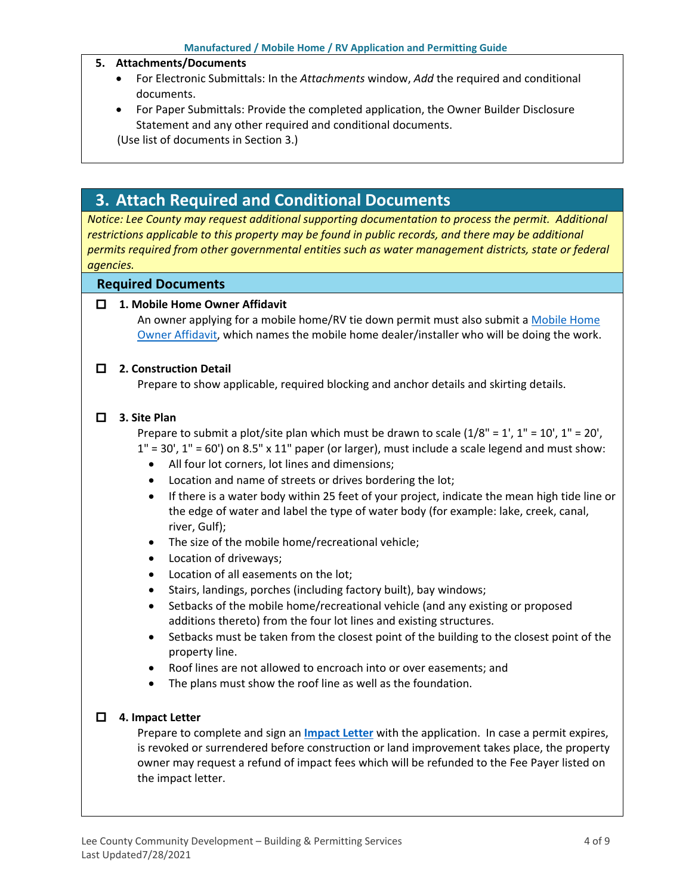**5. Attachments/Documents**

- For Electronic Submittals: In the *Attachments* window, *Add* the required and conditional documents.
- For Paper Submittals: Provide the completed application, the Owner Builder Disclosure Statement and any other required and conditional documents.

(Use list of documents in Section 3.)

## 3. Attach Required and Conditional Documents

*Notice: Lee County may request additional supporting documentation to process the permit. Additional restrictions applicable to this property may be found in public records, and there may be additional permits required from other governmental entities such as water management districts, state or federal agencies.*

### Required Documents

☐ **1. Mobile Home Owner Affidavit**

An owner applying for a mobile home/RV tie down permit must also submit a Mobile Home Owner Affidavit, which names the mobile home dealer/installer who will be doing the work.

☐ **2. Construction Detail**

Prepare to show applicable, required blocking and anchor details and skirting details.

☐ **3. Site Plan**

Prepare to submit a plot/site plan which must be drawn to scale (1/8" = 1', 1" = 10', 1" = 20', 1" = 30', 1" = 60') on 8.5" x 11" paper (or larger), must include a scale legend and must show:

- All four lot corners, lot lines and dimensions;
- Location and name of streets or drives bordering the lot;
- If there is a water body within 25 feet of your project, indicate the mean high tide line or the edge of water and label the type of water body (for example: lake, creek, canal, river, Gulf);
- The size of the mobile home/recreational vehicle;
- Location of driveways;
- Location of all easements on the lot;
- Stairs, landings, porches (including factory built), bay windows;
- Setbacks of the mobile home/recreational vehicle (and any existing or proposed additions thereto) from the four lot lines and existing structures.
- Setbacks must be taken from the closest point of the building to the closest point of the property line.
- Roof lines are not allowed to encroach into or over easements; and
- The plans must show the roof line as well as the foundation.

☐ **4. Impact Letter**

Prepare to complete and sign an **Impact Letter** with the application. In case a permit expires, is revoked or surrendered before construction or land improvement takes place, the property owner may request a refund of impact fees which will be refunded to the Fee Payer listed on the impact letter.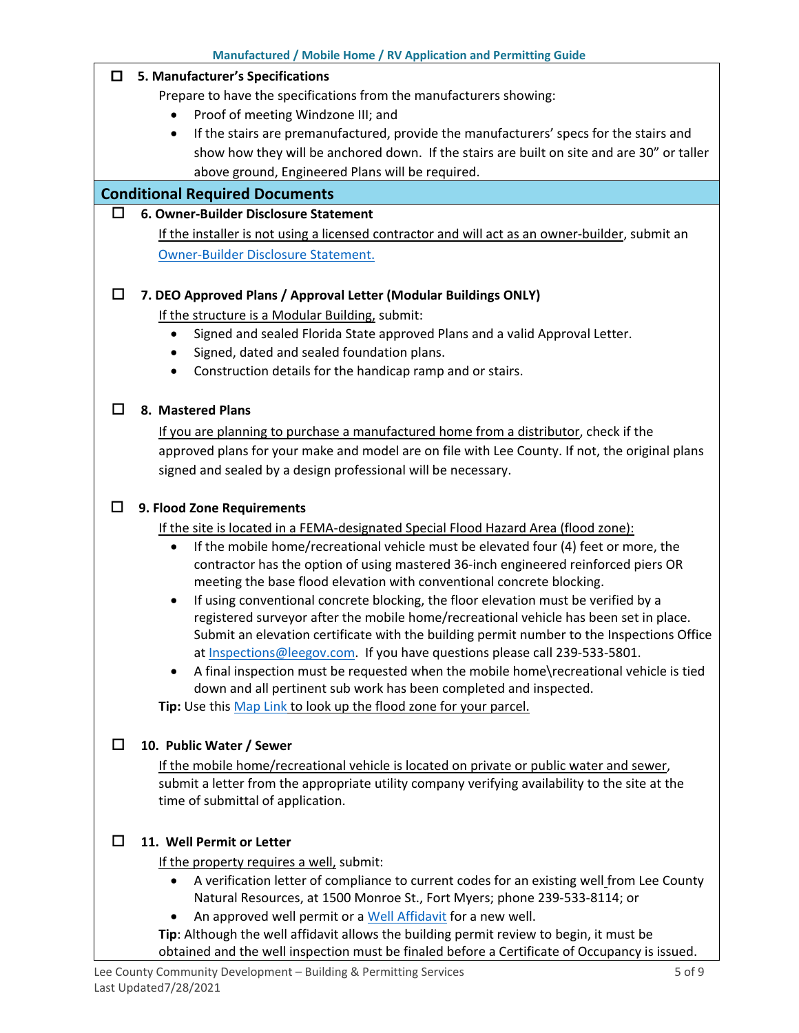- ☐ **5. Manufacturer's Specifications**

  Prepare to have the specifications from the manufacturers showing:
  - Proof of meeting Windzone III; and
  - If the stairs are premanufactured, provide the manufacturers' specs for the stairs and show how they will be anchored down. If the stairs are built on site and are 30" or taller above ground, Engineered Plans will be required.

## Conditional Required Documents

- ☐ **6. Owner-Builder Disclosure Statement**

  If the installer is not using a licensed contractor and will act as an owner-builder, submit an Owner-Builder Disclosure Statement.

- ☐ **7. DEO Approved Plans / Approval Letter (Modular Buildings ONLY)**

  If the structure is a Modular Building, submit:
  - Signed and sealed Florida State approved Plans and a valid Approval Letter.
  - Signed, dated and sealed foundation plans.
  - Construction details for the handicap ramp and or stairs.

- ☐ **8. Mastered Plans**

  If you are planning to purchase a manufactured home from a distributor, check if the approved plans for your make and model are on file with Lee County. If not, the original plans signed and sealed by a design professional will be necessary.

- ☐ **9. Flood Zone Requirements**

  If the site is located in a FEMA-designated Special Flood Hazard Area (flood zone):
  - If the mobile home/recreational vehicle must be elevated four (4) feet or more, the contractor has the option of using mastered 36-inch engineered reinforced piers OR meeting the base flood elevation with conventional concrete blocking.
  - If using conventional concrete blocking, the floor elevation must be verified by a registered surveyor after the mobile home/recreational vehicle has been set in place. Submit an elevation certificate with the building permit number to the Inspections Office at Inspections@leegov.com. If you have questions please call 239-533-5801.
  - A final inspection must be requested when the mobile home\recreational vehicle is tied down and all pertinent sub work has been completed and inspected.

  **Tip:** Use this Map Link to look up the flood zone for your parcel.

- ☐ **10. Public Water / Sewer**

  If the mobile home/recreational vehicle is located on private or public water and sewer, submit a letter from the appropriate utility company verifying availability to the site at the time of submittal of application.

- ☐ **11. Well Permit or Letter**

  If the property requires a well, submit:
  - A verification letter of compliance to current codes for an existing well from Lee County Natural Resources, at 1500 Monroe St., Fort Myers; phone 239-533-8114; or
  - An approved well permit or a Well Affidavit for a new well.

  **Tip**: Although the well affidavit allows the building permit review to begin, it must be obtained and the well inspection must be finaled before a Certificate of Occupancy is issued.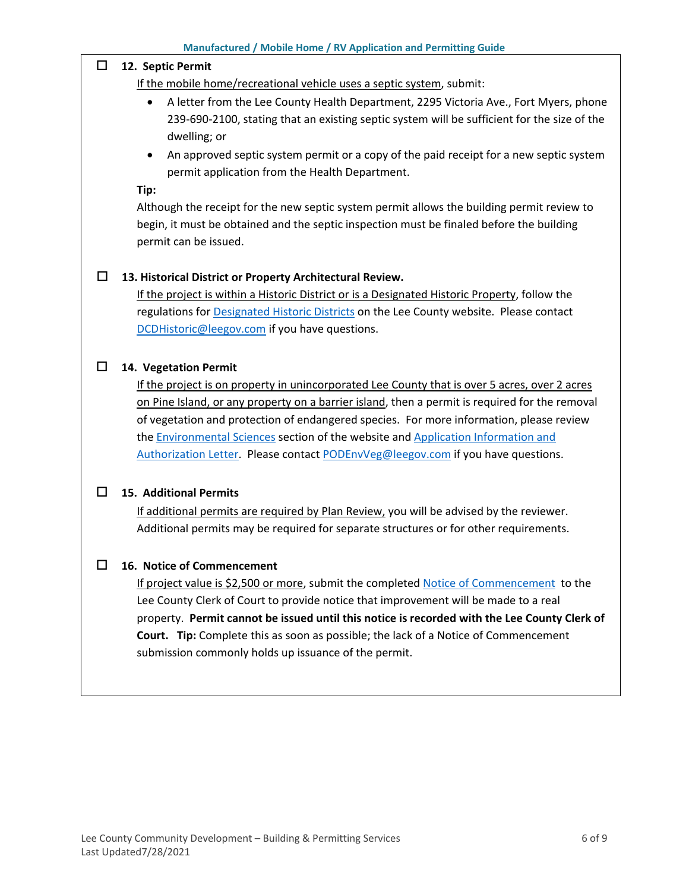- ☐ **12. Septic Permit**

  If the mobile home/recreational vehicle uses a septic system, submit:

  - A letter from the Lee County Health Department, 2295 Victoria Ave., Fort Myers, phone 239-690-2100, stating that an existing septic system will be sufficient for the size of the dwelling; or
  - An approved septic system permit or a copy of the paid receipt for a new septic system permit application from the Health Department.

  **Tip:**

  Although the receipt for the new septic system permit allows the building permit review to begin, it must be obtained and the septic inspection must be finaled before the building permit can be issued.

- ☐ **13. Historical District or Property Architectural Review.**

  If the project is within a Historic District or is a Designated Historic Property, follow the regulations for Designated Historic Districts on the Lee County website. Please contact DCDHistoric@leegov.com if you have questions.

- ☐ **14. Vegetation Permit**

  If the project is on property in unincorporated Lee County that is over 5 acres, over 2 acres on Pine Island, or any property on a barrier island, then a permit is required for the removal of vegetation and protection of endangered species. For more information, please review the Environmental Sciences section of the website and Application Information and Authorization Letter. Please contact PODEnvVeg@leegov.com if you have questions.

- ☐ **15. Additional Permits**

  If additional permits are required by Plan Review, you will be advised by the reviewer. Additional permits may be required for separate structures or for other requirements.

- ☐ **16. Notice of Commencement**

  If project value is $2,500 or more, submit the completed Notice of Commencement to the Lee County Clerk of Court to provide notice that improvement will be made to a real property. **Permit cannot be issued until this notice is recorded with the Lee County Clerk of Court. Tip:** Complete this as soon as possible; the lack of a Notice of Commencement submission commonly holds up issuance of the permit.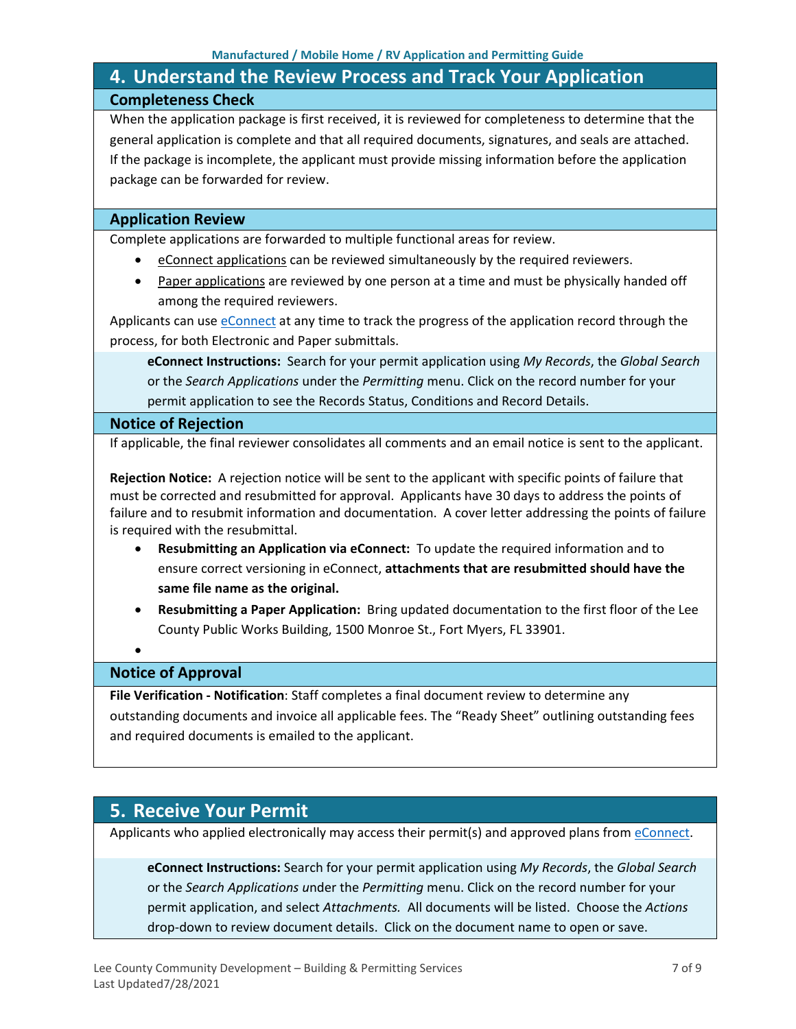## 4. Understand the Review Process and Track Your Application

### Completeness Check

When the application package is first received, it is reviewed for completeness to determine that the general application is complete and that all required documents, signatures, and seals are attached. If the package is incomplete, the applicant must provide missing information before the application package can be forwarded for review.

### Application Review

Complete applications are forwarded to multiple functional areas for review.

- eConnect applications can be reviewed simultaneously by the required reviewers.
- Paper applications are reviewed by one person at a time and must be physically handed off among the required reviewers.

Applicants can use eConnect at any time to track the progress of the application record through the process, for both Electronic and Paper submittals.

> **eConnect Instructions:** Search for your permit application using *My Records*, the *Global Search* or the *Search Applications* under the *Permitting* menu. Click on the record number for your permit application to see the Records Status, Conditions and Record Details.

### Notice of Rejection

If applicable, the final reviewer consolidates all comments and an email notice is sent to the applicant.

**Rejection Notice:** A rejection notice will be sent to the applicant with specific points of failure that must be corrected and resubmitted for approval. Applicants have 30 days to address the points of failure and to resubmit information and documentation. A cover letter addressing the points of failure is required with the resubmittal.

- **Resubmitting an Application via eConnect:** To update the required information and to ensure correct versioning in eConnect, **attachments that are resubmitted should have the same file name as the original.**
- **Resubmitting a Paper Application:** Bring updated documentation to the first floor of the Lee County Public Works Building, 1500 Monroe St., Fort Myers, FL 33901.

### Notice of Approval

**File Verification - Notification**: Staff completes a final document review to determine any outstanding documents and invoice all applicable fees. The "Ready Sheet" outlining outstanding fees and required documents is emailed to the applicant.

## 5. Receive Your Permit

Applicants who applied electronically may access their permit(s) and approved plans from eConnect.

> **eConnect Instructions:** Search for your permit application using *My Records*, the *Global Search* or the *Search Applications* under the *Permitting* menu. Click on the record number for your permit application, and select *Attachments.* All documents will be listed. Choose the *Actions* drop-down to review document details. Click on the document name to open or save.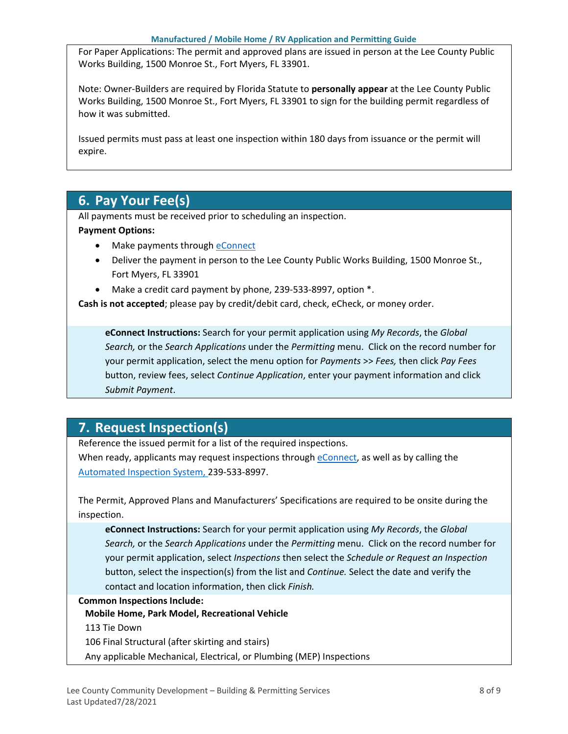For Paper Applications: The permit and approved plans are issued in person at the Lee County Public Works Building, 1500 Monroe St., Fort Myers, FL 33901.

Note: Owner-Builders are required by Florida Statute to **personally appear** at the Lee County Public Works Building, 1500 Monroe St., Fort Myers, FL 33901 to sign for the building permit regardless of how it was submitted.

Issued permits must pass at least one inspection within 180 days from issuance or the permit will expire.

## 6. Pay Your Fee(s)

All payments must be received prior to scheduling an inspection.

**Payment Options:**

- Make payments through eConnect
- Deliver the payment in person to the Lee County Public Works Building, 1500 Monroe St., Fort Myers, FL 33901
- Make a credit card payment by phone, 239-533-8997, option *.

**Cash is not accepted**; please pay by credit/debit card, check, eCheck, or money order.

**eConnect Instructions:** Search for your permit application using *My Records*, the *Global Search,* or the *Search Applications* under the *Permitting* menu. Click on the record number for your permit application, select the menu option for *Payments >> Fees,* then click *Pay Fees* button, review fees, select *Continue Application*, enter your payment information and click *Submit Payment*.

## 7. Request Inspection(s)

Reference the issued permit for a list of the required inspections.
When ready, applicants may request inspections through eConnect, as well as by calling the Automated Inspection System, 239-533-8997.

The Permit, Approved Plans and Manufacturers' Specifications are required to be onsite during the inspection.

**eConnect Instructions:** Search for your permit application using *My Records*, the *Global Search,* or the *Search Applications* under the *Permitting* menu. Click on the record number for your permit application, select *Inspections* then select the *Schedule or Request an Inspection* button, select the inspection(s) from the list and *Continue.* Select the date and verify the contact and location information, then click *Finish.*

**Common Inspections Include:**

**Mobile Home, Park Model, Recreational Vehicle**

113 Tie Down

106 Final Structural (after skirting and stairs)

Any applicable Mechanical, Electrical, or Plumbing (MEP) Inspections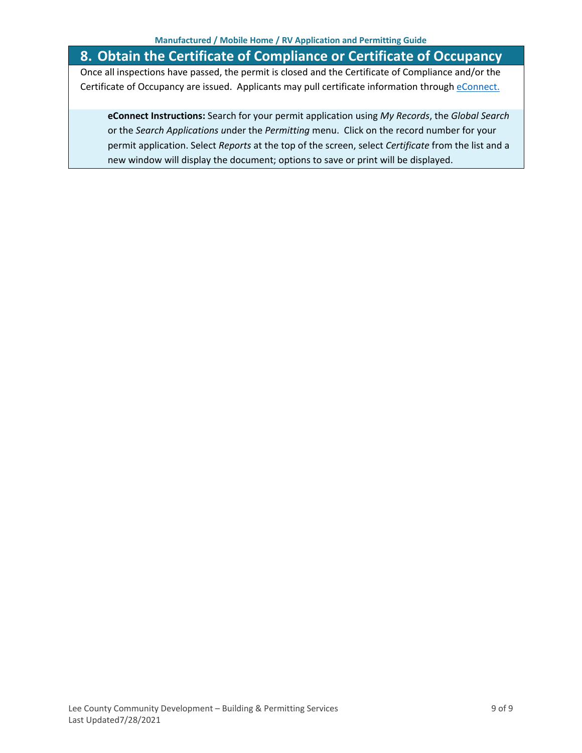## 8. Obtain the Certificate of Compliance or Certificate of Occupancy

Once all inspections have passed, the permit is closed and the Certificate of Compliance and/or the Certificate of Occupancy are issued. Applicants may pull certificate information through eConnect.

**eConnect Instructions:** Search for your permit application using *My Records*, the *Global Search* or the *Search Applications u*nder the *Permitting* menu. Click on the record number for your permit application. Select *Reports* at the top of the screen, select *Certificate* from the list and a new window will display the document; options to save or print will be displayed.